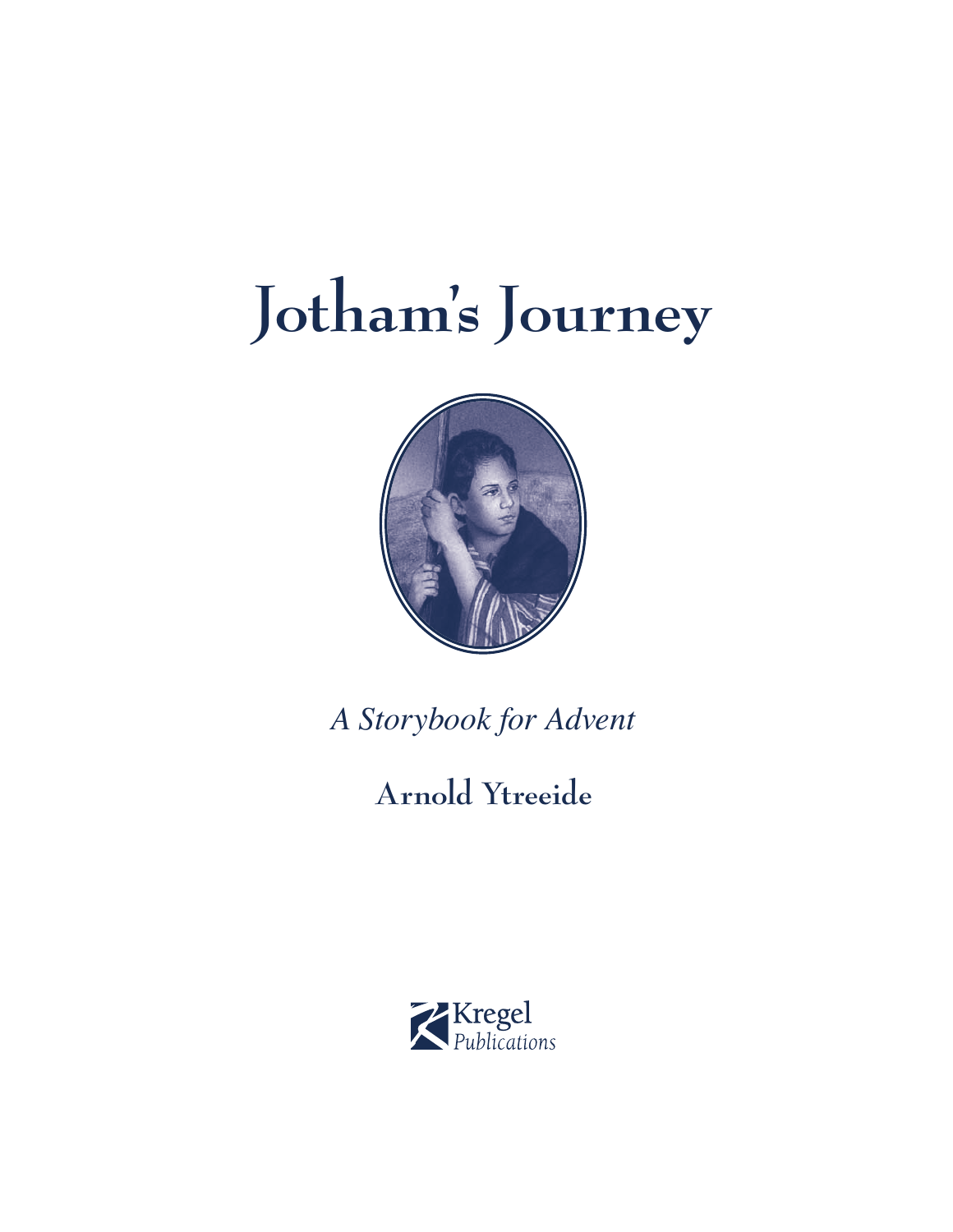# Jotham's Journey

*A Storybook for Advent*

**Arnold Ytreeide**

Kregel
*Publications*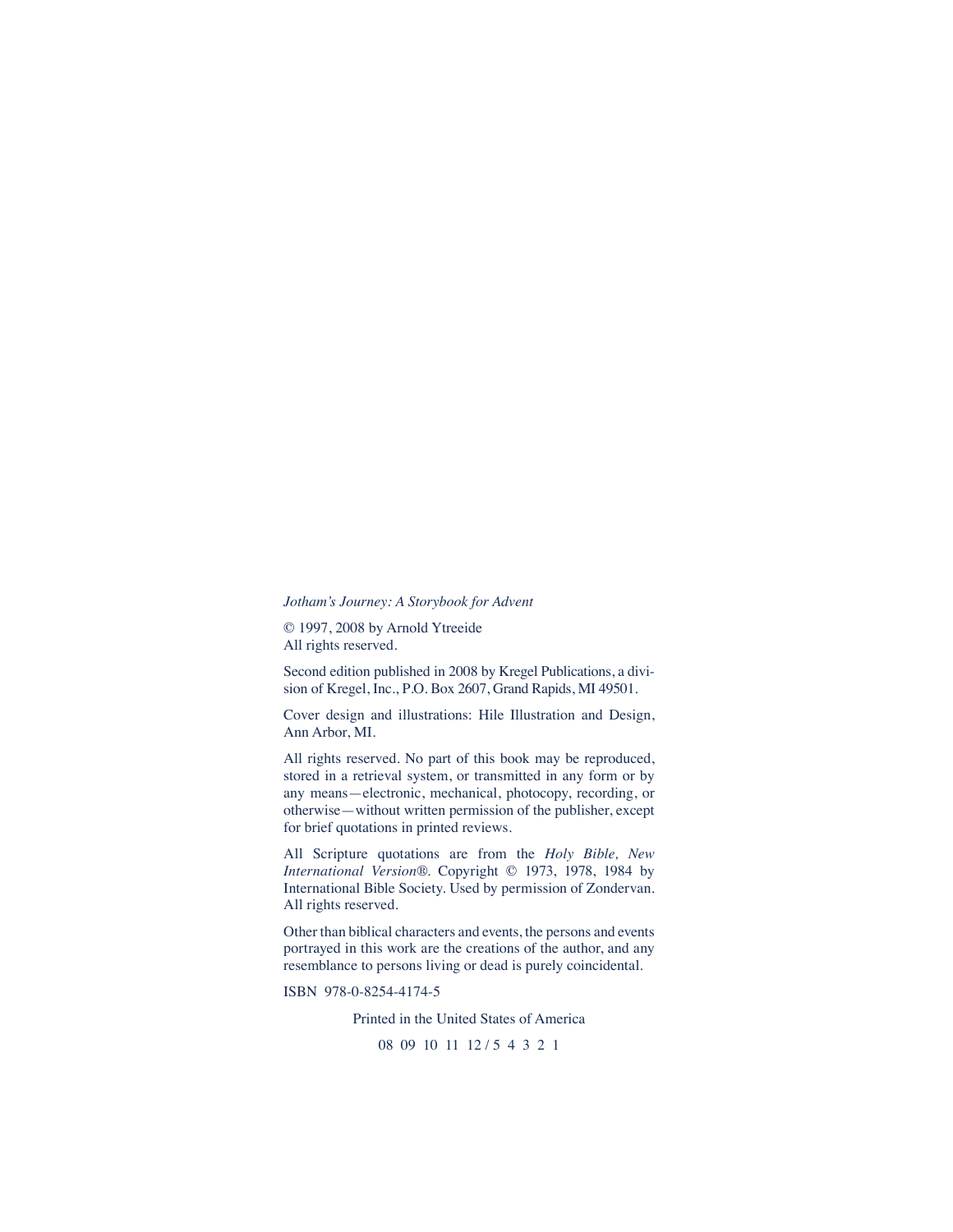*Jotham's Journey: A Storybook for Advent*

© 1997, 2008 by Arnold Ytreeide
All rights reserved.

Second edition published in 2008 by Kregel Publications, a division of Kregel, Inc., P.O. Box 2607, Grand Rapids, MI 49501.

Cover design and illustrations: Hile Illustration and Design, Ann Arbor, MI.

All rights reserved. No part of this book may be reproduced, stored in a retrieval system, or transmitted in any form or by any means—electronic, mechanical, photocopy, recording, or otherwise—without written permission of the publisher, except for brief quotations in printed reviews.

All Scripture quotations are from the *Holy Bible, New International Version*®. Copyright © 1973, 1978, 1984 by International Bible Society. Used by permission of Zondervan. All rights reserved.

Other than biblical characters and events, the persons and events portrayed in this work are the creations of the author, and any resemblance to persons living or dead is purely coincidental.

ISBN 978-0-8254-4174-5

Printed in the United States of America

08 09 10 11 12 / 5 4 3 2 1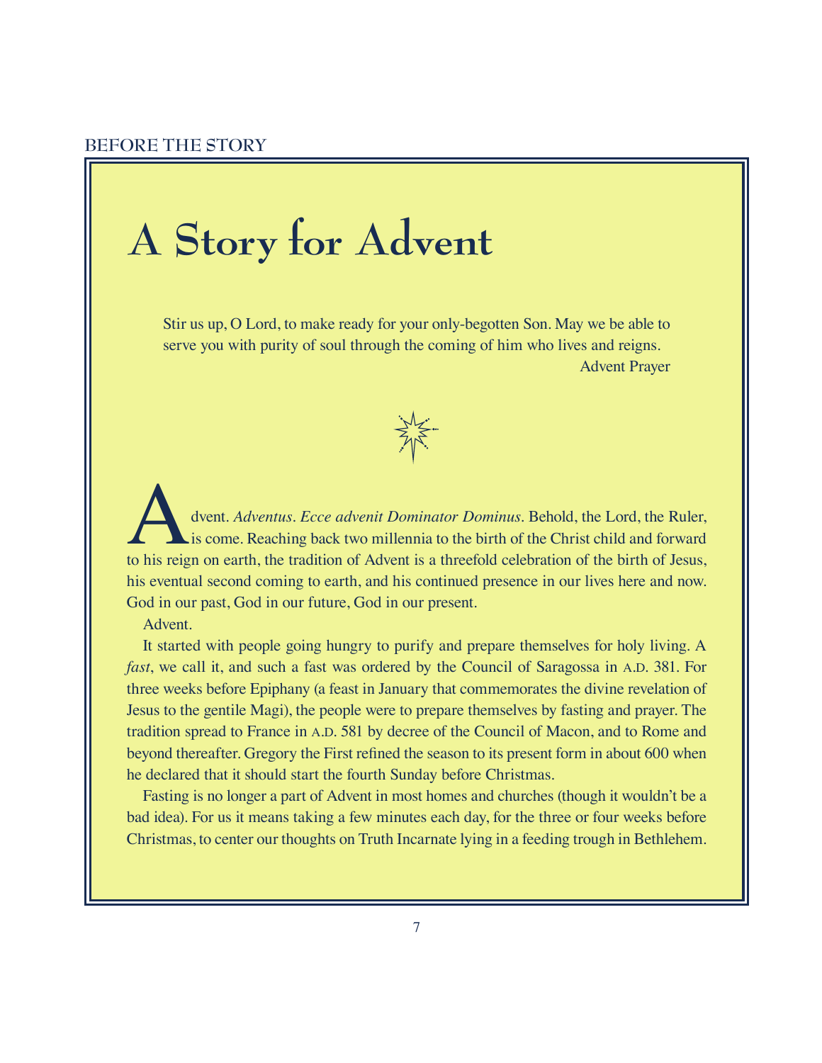BEFORE THE STORY

# A Story for Advent

> Stir us up, O Lord, to make ready for your only-begotten Son. May we be able to serve you with purity of soul through the coming of him who lives and reigns.
>
> Advent Prayer

Advent. *Adventus. Ecce advenit Dominator Dominus.* Behold, the Lord, the Ruler, is come. Reaching back two millennia to the birth of the Christ child and forward to his reign on earth, the tradition of Advent is a threefold celebration of the birth of Jesus, his eventual second coming to earth, and his continued presence in our lives here and now. God in our past, God in our future, God in our present.

Advent.

It started with people going hungry to purify and prepare themselves for holy living. A *fast*, we call it, and such a fast was ordered by the Council of Saragossa in A.D. 381. For three weeks before Epiphany (a feast in January that commemorates the divine revelation of Jesus to the gentile Magi), the people were to prepare themselves by fasting and prayer. The tradition spread to France in A.D. 581 by decree of the Council of Macon, and to Rome and beyond thereafter. Gregory the First refined the season to its present form in about 600 when he declared that it should start the fourth Sunday before Christmas.

Fasting is no longer a part of Advent in most homes and churches (though it wouldn't be a bad idea). For us it means taking a few minutes each day, for the three or four weeks before Christmas, to center our thoughts on Truth Incarnate lying in a feeding trough in Bethlehem.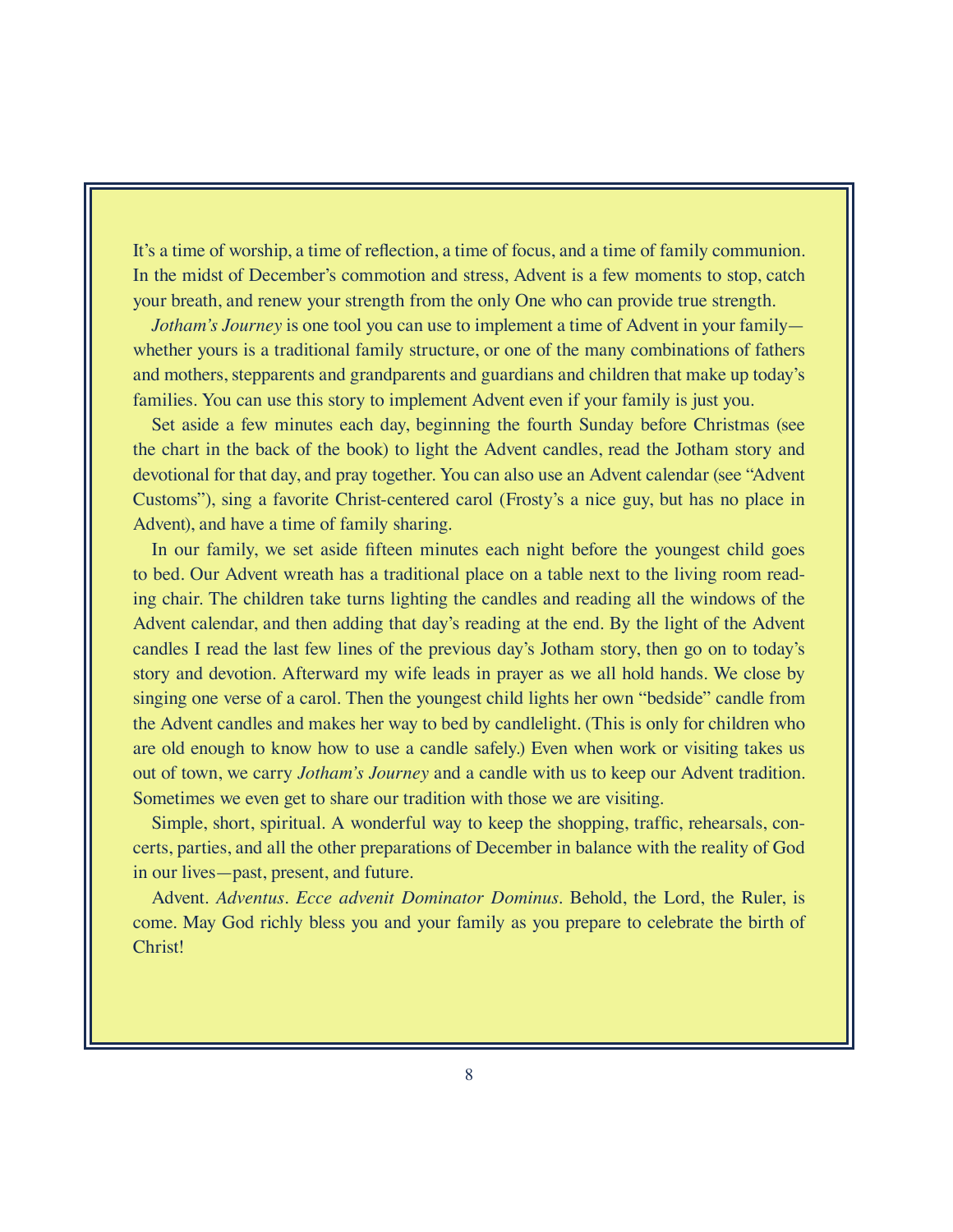It's a time of worship, a time of reflection, a time of focus, and a time of family communion. In the midst of December's commotion and stress, Advent is a few moments to stop, catch your breath, and renew your strength from the only One who can provide true strength.

*Jotham's Journey* is one tool you can use to implement a time of Advent in your family—whether yours is a traditional family structure, or one of the many combinations of fathers and mothers, stepparents and grandparents and guardians and children that make up today's families. You can use this story to implement Advent even if your family is just you.

Set aside a few minutes each day, beginning the fourth Sunday before Christmas (see the chart in the back of the book) to light the Advent candles, read the Jotham story and devotional for that day, and pray together. You can also use an Advent calendar (see "Advent Customs"), sing a favorite Christ-centered carol (Frosty's a nice guy, but has no place in Advent), and have a time of family sharing.

In our family, we set aside fifteen minutes each night before the youngest child goes to bed. Our Advent wreath has a traditional place on a table next to the living room reading chair. The children take turns lighting the candles and reading all the windows of the Advent calendar, and then adding that day's reading at the end. By the light of the Advent candles I read the last few lines of the previous day's Jotham story, then go on to today's story and devotion. Afterward my wife leads in prayer as we all hold hands. We close by singing one verse of a carol. Then the youngest child lights her own "bedside" candle from the Advent candles and makes her way to bed by candlelight. (This is only for children who are old enough to know how to use a candle safely.) Even when work or visiting takes us out of town, we carry *Jotham's Journey* and a candle with us to keep our Advent tradition. Sometimes we even get to share our tradition with those we are visiting.

Simple, short, spiritual. A wonderful way to keep the shopping, traffic, rehearsals, concerts, parties, and all the other preparations of December in balance with the reality of God in our lives—past, present, and future.

Advent. *Adventus*. *Ecce advenit Dominator Dominus*. Behold, the Lord, the Ruler, is come. May God richly bless you and your family as you prepare to celebrate the birth of Christ!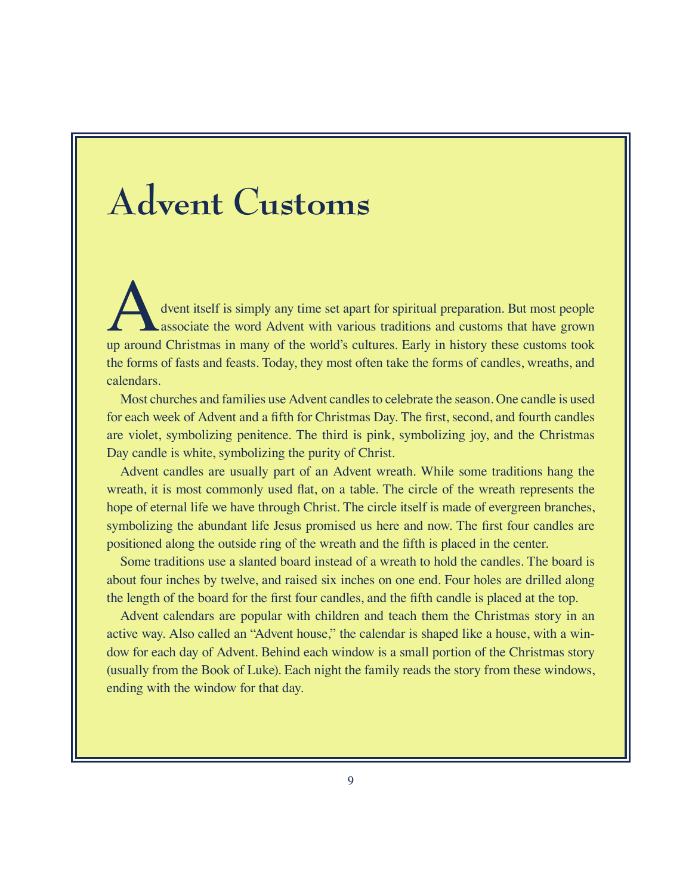# Advent Customs

Advent itself is simply any time set apart for spiritual preparation. But most people associate the word Advent with various traditions and customs that have grown up around Christmas in many of the world's cultures. Early in history these customs took the forms of fasts and feasts. Today, they most often take the forms of candles, wreaths, and calendars.

Most churches and families use Advent candles to celebrate the season. One candle is used for each week of Advent and a fifth for Christmas Day. The first, second, and fourth candles are violet, symbolizing penitence. The third is pink, symbolizing joy, and the Christmas Day candle is white, symbolizing the purity of Christ.

Advent candles are usually part of an Advent wreath. While some traditions hang the wreath, it is most commonly used flat, on a table. The circle of the wreath represents the hope of eternal life we have through Christ. The circle itself is made of evergreen branches, symbolizing the abundant life Jesus promised us here and now. The first four candles are positioned along the outside ring of the wreath and the fifth is placed in the center.

Some traditions use a slanted board instead of a wreath to hold the candles. The board is about four inches by twelve, and raised six inches on one end. Four holes are drilled along the length of the board for the first four candles, and the fifth candle is placed at the top.

Advent calendars are popular with children and teach them the Christmas story in an active way. Also called an "Advent house," the calendar is shaped like a house, with a window for each day of Advent. Behind each window is a small portion of the Christmas story (usually from the Book of Luke). Each night the family reads the story from these windows, ending with the window for that day.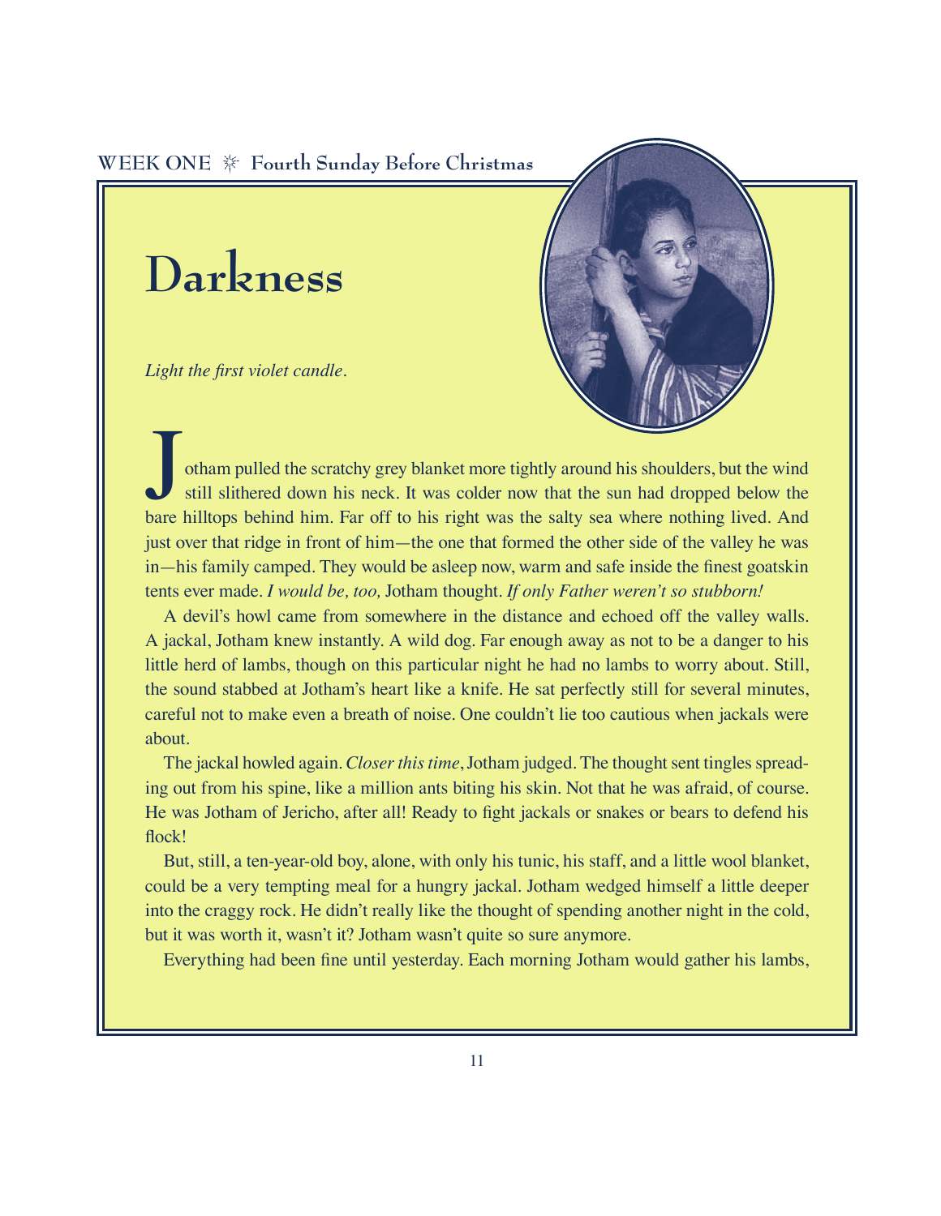WEEK ONE ☼ Fourth Sunday Before Christmas

# Darkness

*Light the first violet candle.*

Jotham pulled the scratchy grey blanket more tightly around his shoulders, but the wind still slithered down his neck. It was colder now that the sun had dropped below the bare hilltops behind him. Far off to his right was the salty sea where nothing lived. And just over that ridge in front of him—the one that formed the other side of the valley he was in—his family camped. They would be asleep now, warm and safe inside the finest goatskin tents ever made. *I would be, too,* Jotham thought. *If only Father weren't so stubborn!*

A devil's howl came from somewhere in the distance and echoed off the valley walls. A jackal, Jotham knew instantly. A wild dog. Far enough away as not to be a danger to his little herd of lambs, though on this particular night he had no lambs to worry about. Still, the sound stabbed at Jotham's heart like a knife. He sat perfectly still for several minutes, careful not to make even a breath of noise. One couldn't lie too cautious when jackals were about.

The jackal howled again. *Closer this time*, Jotham judged. The thought sent tingles spreading out from his spine, like a million ants biting his skin. Not that he was afraid, of course. He was Jotham of Jericho, after all! Ready to fight jackals or snakes or bears to defend his flock!

But, still, a ten-year-old boy, alone, with only his tunic, his staff, and a little wool blanket, could be a very tempting meal for a hungry jackal. Jotham wedged himself a little deeper into the craggy rock. He didn't really like the thought of spending another night in the cold, but it was worth it, wasn't it? Jotham wasn't quite so sure anymore.

Everything had been fine until yesterday. Each morning Jotham would gather his lambs,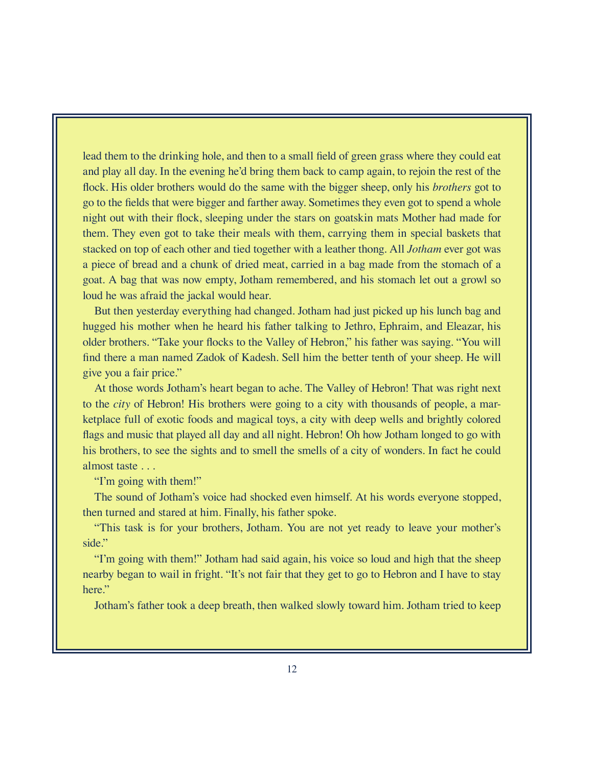lead them to the drinking hole, and then to a small field of green grass where they could eat and play all day. In the evening he'd bring them back to camp again, to rejoin the rest of the flock. His older brothers would do the same with the bigger sheep, only his *brothers* got to go to the fields that were bigger and farther away. Sometimes they even got to spend a whole night out with their flock, sleeping under the stars on goatskin mats Mother had made for them. They even got to take their meals with them, carrying them in special baskets that stacked on top of each other and tied together with a leather thong. All *Jotham* ever got was a piece of bread and a chunk of dried meat, carried in a bag made from the stomach of a goat. A bag that was now empty, Jotham remembered, and his stomach let out a growl so loud he was afraid the jackal would hear.

But then yesterday everything had changed. Jotham had just picked up his lunch bag and hugged his mother when he heard his father talking to Jethro, Ephraim, and Eleazar, his older brothers. "Take your flocks to the Valley of Hebron," his father was saying. "You will find there a man named Zadok of Kadesh. Sell him the better tenth of your sheep. He will give you a fair price."

At those words Jotham's heart began to ache. The Valley of Hebron! That was right next to the *city* of Hebron! His brothers were going to a city with thousands of people, a marketplace full of exotic foods and magical toys, a city with deep wells and brightly colored flags and music that played all day and all night. Hebron! Oh how Jotham longed to go with his brothers, to see the sights and to smell the smells of a city of wonders. In fact he could almost taste . . .

"I'm going with them!"

The sound of Jotham's voice had shocked even himself. At his words everyone stopped, then turned and stared at him. Finally, his father spoke.

"This task is for your brothers, Jotham. You are not yet ready to leave your mother's side."

"I'm going with them!" Jotham had said again, his voice so loud and high that the sheep nearby began to wail in fright. "It's not fair that they get to go to Hebron and I have to stay here."

Jotham's father took a deep breath, then walked slowly toward him. Jotham tried to keep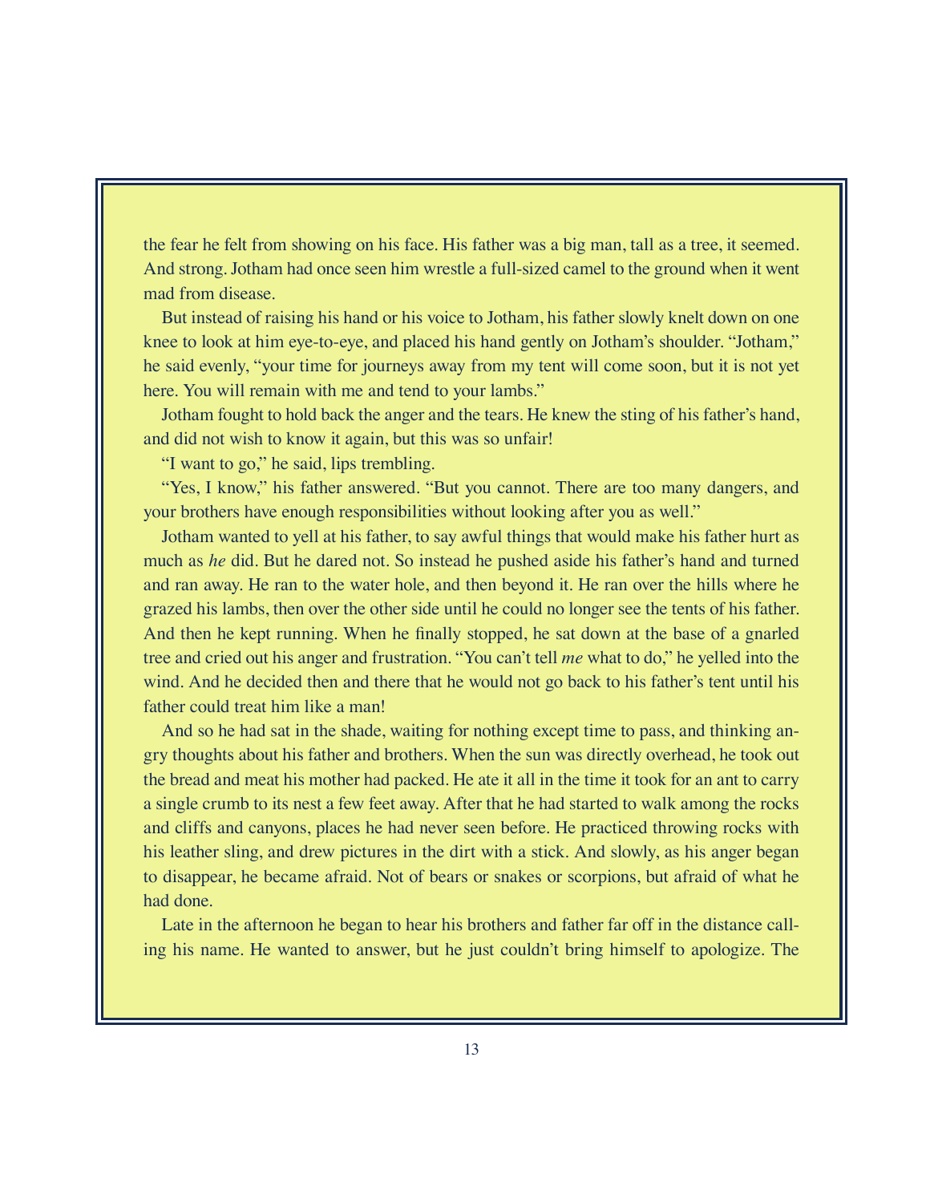the fear he felt from showing on his face. His father was a big man, tall as a tree, it seemed. And strong. Jotham had once seen him wrestle a full-sized camel to the ground when it went mad from disease.

But instead of raising his hand or his voice to Jotham, his father slowly knelt down on one knee to look at him eye-to-eye, and placed his hand gently on Jotham's shoulder. "Jotham," he said evenly, "your time for journeys away from my tent will come soon, but it is not yet here. You will remain with me and tend to your lambs."

Jotham fought to hold back the anger and the tears. He knew the sting of his father's hand, and did not wish to know it again, but this was so unfair!

"I want to go," he said, lips trembling.

"Yes, I know," his father answered. "But you cannot. There are too many dangers, and your brothers have enough responsibilities without looking after you as well."

Jotham wanted to yell at his father, to say awful things that would make his father hurt as much as *he* did. But he dared not. So instead he pushed aside his father's hand and turned and ran away. He ran to the water hole, and then beyond it. He ran over the hills where he grazed his lambs, then over the other side until he could no longer see the tents of his father. And then he kept running. When he finally stopped, he sat down at the base of a gnarled tree and cried out his anger and frustration. "You can't tell *me* what to do," he yelled into the wind. And he decided then and there that he would not go back to his father's tent until his father could treat him like a man!

And so he had sat in the shade, waiting for nothing except time to pass, and thinking angry thoughts about his father and brothers. When the sun was directly overhead, he took out the bread and meat his mother had packed. He ate it all in the time it took for an ant to carry a single crumb to its nest a few feet away. After that he had started to walk among the rocks and cliffs and canyons, places he had never seen before. He practiced throwing rocks with his leather sling, and drew pictures in the dirt with a stick. And slowly, as his anger began to disappear, he became afraid. Not of bears or snakes or scorpions, but afraid of what he had done.

Late in the afternoon he began to hear his brothers and father far off in the distance calling his name. He wanted to answer, but he just couldn't bring himself to apologize. The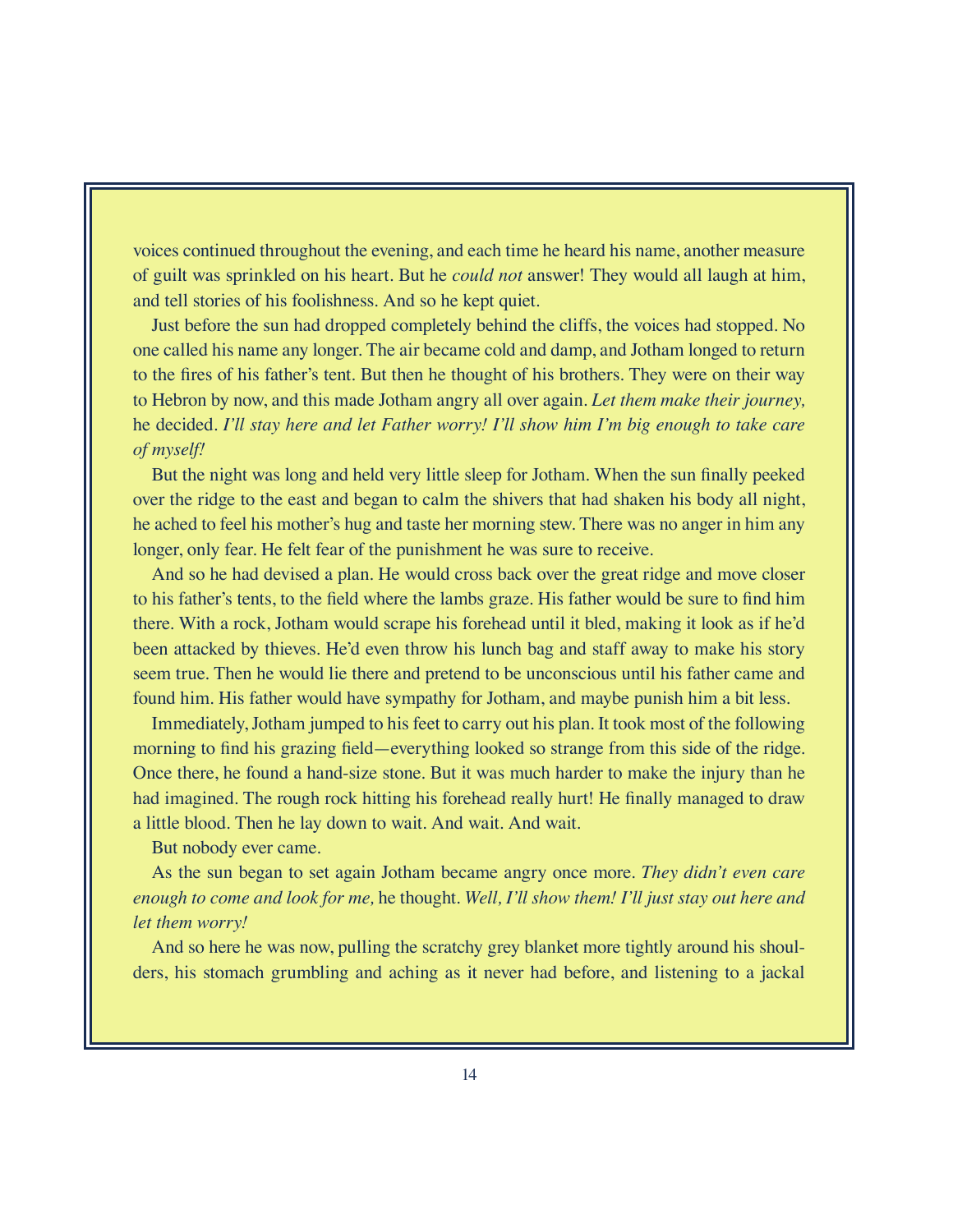voices continued throughout the evening, and each time he heard his name, another measure of guilt was sprinkled on his heart. But he *could not* answer! They would all laugh at him, and tell stories of his foolishness. And so he kept quiet.

Just before the sun had dropped completely behind the cliffs, the voices had stopped. No one called his name any longer. The air became cold and damp, and Jotham longed to return to the fires of his father's tent. But then he thought of his brothers. They were on their way to Hebron by now, and this made Jotham angry all over again. *Let them make their journey,* he decided. *I'll stay here and let Father worry! I'll show him I'm big enough to take care of myself!*

But the night was long and held very little sleep for Jotham. When the sun finally peeked over the ridge to the east and began to calm the shivers that had shaken his body all night, he ached to feel his mother's hug and taste her morning stew. There was no anger in him any longer, only fear. He felt fear of the punishment he was sure to receive.

And so he had devised a plan. He would cross back over the great ridge and move closer to his father's tents, to the field where the lambs graze. His father would be sure to find him there. With a rock, Jotham would scrape his forehead until it bled, making it look as if he'd been attacked by thieves. He'd even throw his lunch bag and staff away to make his story seem true. Then he would lie there and pretend to be unconscious until his father came and found him. His father would have sympathy for Jotham, and maybe punish him a bit less.

Immediately, Jotham jumped to his feet to carry out his plan. It took most of the following morning to find his grazing field—everything looked so strange from this side of the ridge. Once there, he found a hand-size stone. But it was much harder to make the injury than he had imagined. The rough rock hitting his forehead really hurt! He finally managed to draw a little blood. Then he lay down to wait. And wait. And wait.

But nobody ever came.

As the sun began to set again Jotham became angry once more. *They didn't even care enough to come and look for me,* he thought. *Well, I'll show them! I'll just stay out here and let them worry!*

And so here he was now, pulling the scratchy grey blanket more tightly around his shoulders, his stomach grumbling and aching as it never had before, and listening to a jackal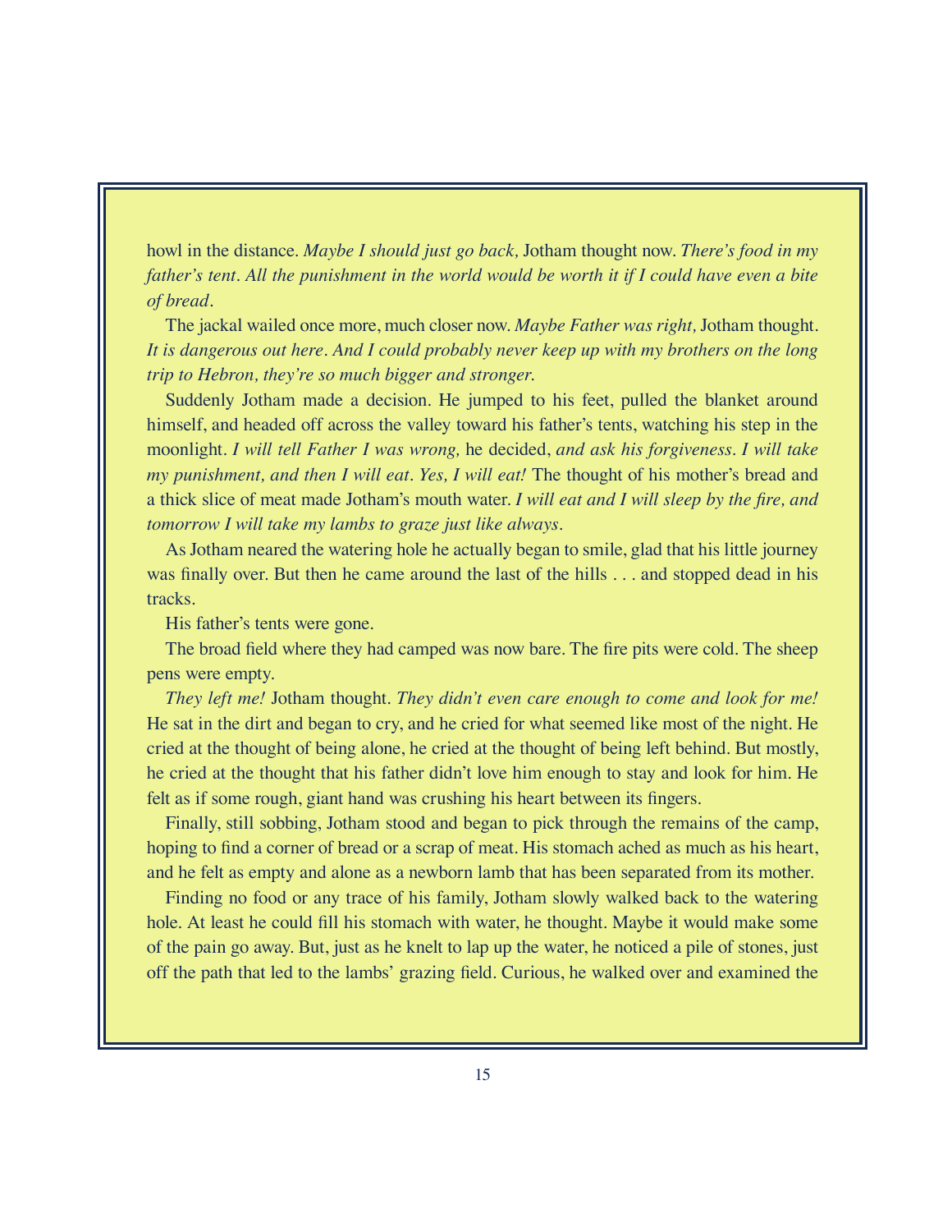howl in the distance. *Maybe I should just go back,* Jotham thought now. *There's food in my father's tent. All the punishment in the world would be worth it if I could have even a bite of bread.*

The jackal wailed once more, much closer now. *Maybe Father was right,* Jotham thought. *It is dangerous out here. And I could probably never keep up with my brothers on the long trip to Hebron, they're so much bigger and stronger.*

Suddenly Jotham made a decision. He jumped to his feet, pulled the blanket around himself, and headed off across the valley toward his father's tents, watching his step in the moonlight. *I will tell Father I was wrong,* he decided, *and ask his forgiveness. I will take my punishment, and then I will eat. Yes, I will eat!* The thought of his mother's bread and a thick slice of meat made Jotham's mouth water. *I will eat and I will sleep by the fire, and tomorrow I will take my lambs to graze just like always.*

As Jotham neared the watering hole he actually began to smile, glad that his little journey was finally over. But then he came around the last of the hills . . . and stopped dead in his tracks.

His father's tents were gone.

The broad field where they had camped was now bare. The fire pits were cold. The sheep pens were empty.

*They left me!* Jotham thought. *They didn't even care enough to come and look for me!* He sat in the dirt and began to cry, and he cried for what seemed like most of the night. He cried at the thought of being alone, he cried at the thought of being left behind. But mostly, he cried at the thought that his father didn't love him enough to stay and look for him. He felt as if some rough, giant hand was crushing his heart between its fingers.

Finally, still sobbing, Jotham stood and began to pick through the remains of the camp, hoping to find a corner of bread or a scrap of meat. His stomach ached as much as his heart, and he felt as empty and alone as a newborn lamb that has been separated from its mother.

Finding no food or any trace of his family, Jotham slowly walked back to the watering hole. At least he could fill his stomach with water, he thought. Maybe it would make some of the pain go away. But, just as he knelt to lap up the water, he noticed a pile of stones, just off the path that led to the lambs' grazing field. Curious, he walked over and examined the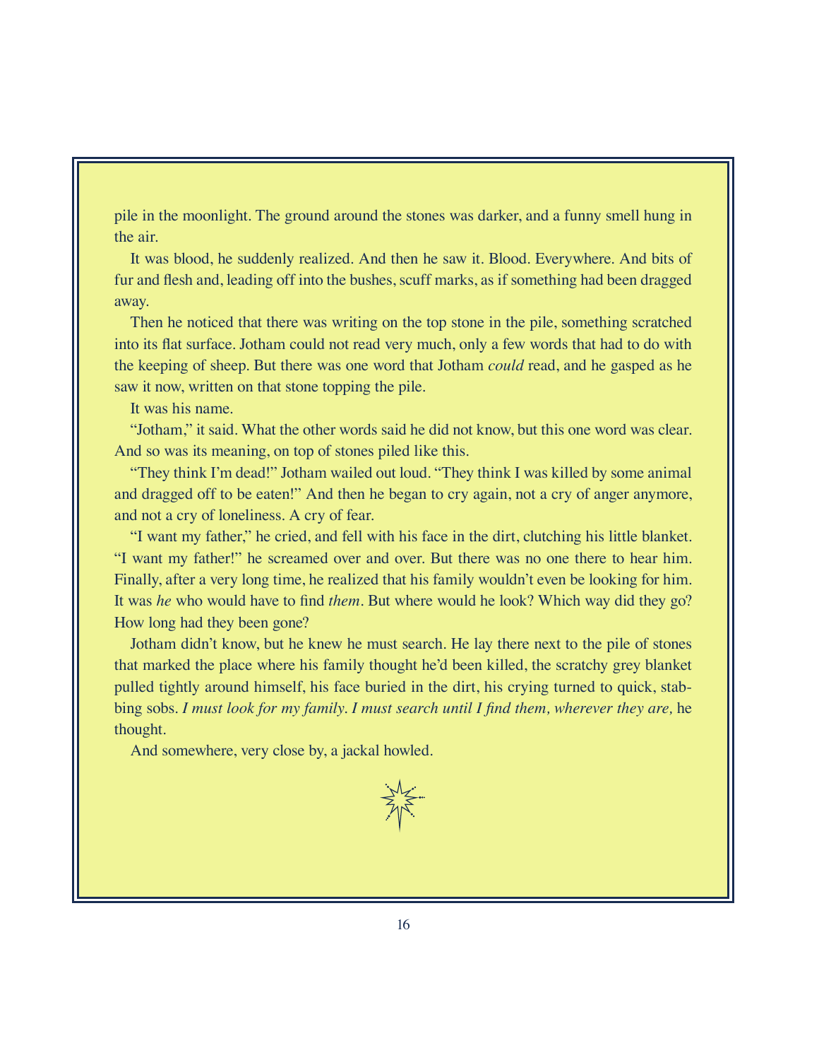pile in the moonlight. The ground around the stones was darker, and a funny smell hung in the air.

It was blood, he suddenly realized. And then he saw it. Blood. Everywhere. And bits of fur and flesh and, leading off into the bushes, scuff marks, as if something had been dragged away.

Then he noticed that there was writing on the top stone in the pile, something scratched into its flat surface. Jotham could not read very much, only a few words that had to do with the keeping of sheep. But there was one word that Jotham *could* read, and he gasped as he saw it now, written on that stone topping the pile.

It was his name.

"Jotham," it said. What the other words said he did not know, but this one word was clear. And so was its meaning, on top of stones piled like this.

"They think I'm dead!" Jotham wailed out loud. "They think I was killed by some animal and dragged off to be eaten!" And then he began to cry again, not a cry of anger anymore, and not a cry of loneliness. A cry of fear.

"I want my father," he cried, and fell with his face in the dirt, clutching his little blanket. "I want my father!" he screamed over and over. But there was no one there to hear him. Finally, after a very long time, he realized that his family wouldn't even be looking for him. It was *he* who would have to find *them*. But where would he look? Which way did they go? How long had they been gone?

Jotham didn't know, but he knew he must search. He lay there next to the pile of stones that marked the place where his family thought he'd been killed, the scratchy grey blanket pulled tightly around himself, his face buried in the dirt, his crying turned to quick, stabbing sobs. *I must look for my family. I must search until I find them, wherever they are,* he thought.

And somewhere, very close by, a jackal howled.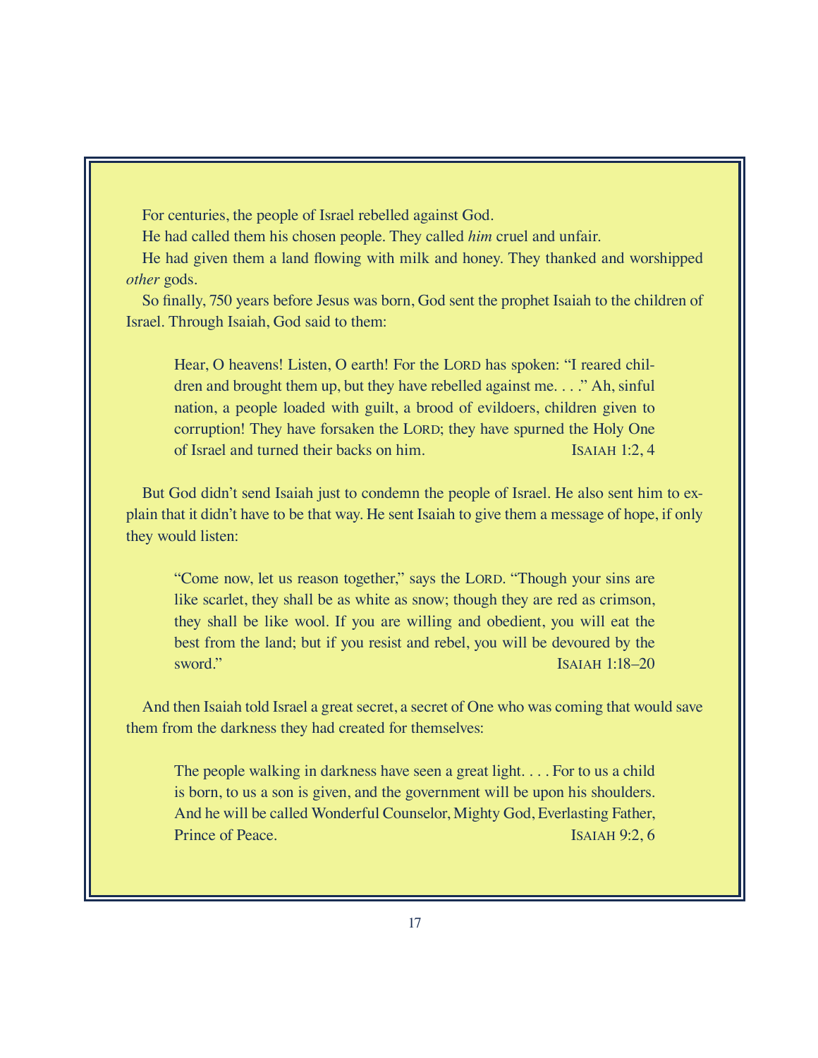For centuries, the people of Israel rebelled against God.

He had called them his chosen people. They called *him* cruel and unfair.

He had given them a land flowing with milk and honey. They thanked and worshipped *other* gods.

So finally, 750 years before Jesus was born, God sent the prophet Isaiah to the children of Israel. Through Isaiah, God said to them:

> Hear, O heavens! Listen, O earth! For the LORD has spoken: "I reared children and brought them up, but they have rebelled against me. . . ." Ah, sinful nation, a people loaded with guilt, a brood of evildoers, children given to corruption! They have forsaken the LORD; they have spurned the Holy One of Israel and turned their backs on him. ISAIAH 1:2, 4

But God didn't send Isaiah just to condemn the people of Israel. He also sent him to explain that it didn't have to be that way. He sent Isaiah to give them a message of hope, if only they would listen:

> "Come now, let us reason together," says the LORD. "Though your sins are like scarlet, they shall be as white as snow; though they are red as crimson, they shall be like wool. If you are willing and obedient, you will eat the best from the land; but if you resist and rebel, you will be devoured by the sword." ISAIAH 1:18–20

And then Isaiah told Israel a great secret, a secret of One who was coming that would save them from the darkness they had created for themselves:

> The people walking in darkness have seen a great light. . . . For to us a child is born, to us a son is given, and the government will be upon his shoulders. And he will be called Wonderful Counselor, Mighty God, Everlasting Father, Prince of Peace. ISAIAH 9:2, 6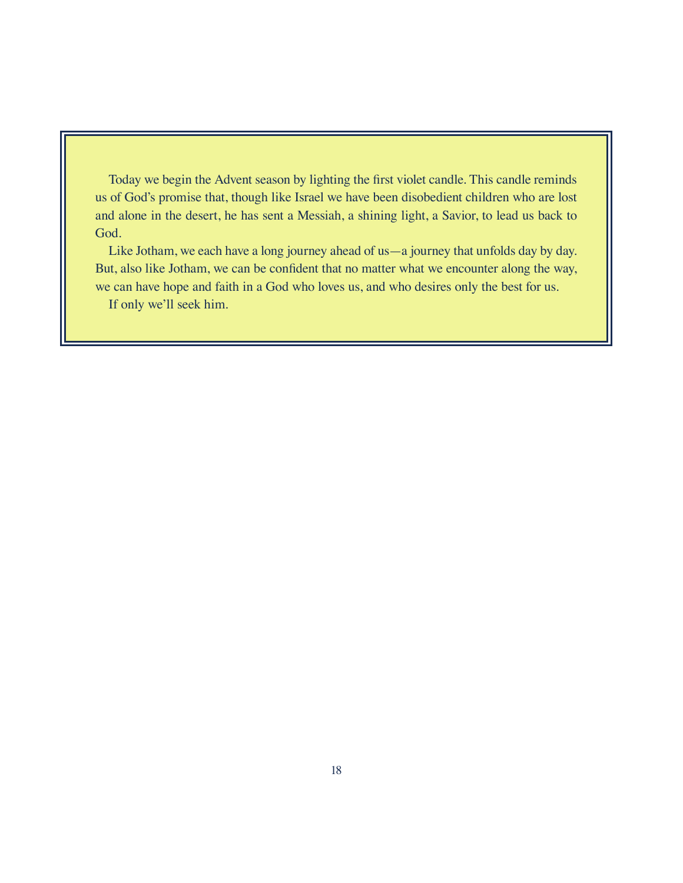Today we begin the Advent season by lighting the first violet candle. This candle reminds us of God's promise that, though like Israel we have been disobedient children who are lost and alone in the desert, he has sent a Messiah, a shining light, a Savior, to lead us back to God.

Like Jotham, we each have a long journey ahead of us—a journey that unfolds day by day. But, also like Jotham, we can be confident that no matter what we encounter along the way, we can have hope and faith in a God who loves us, and who desires only the best for us.

If only we'll seek him.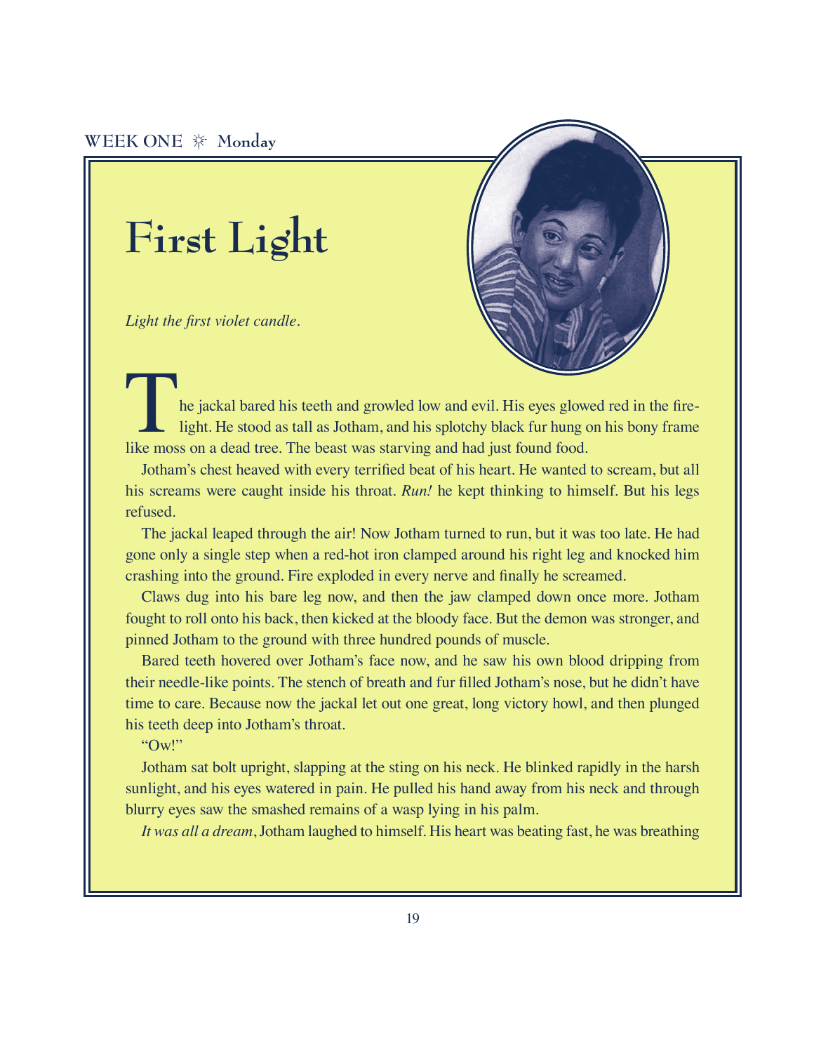WEEK ONE ☼ Monday

# First Light

*Light the first violet candle.*

The jackal bared his teeth and growled low and evil. His eyes glowed red in the firelight. He stood as tall as Jotham, and his splotchy black fur hung on his bony frame like moss on a dead tree. The beast was starving and had just found food.

Jotham's chest heaved with every terrified beat of his heart. He wanted to scream, but all his screams were caught inside his throat. *Run!* he kept thinking to himself. But his legs refused.

The jackal leaped through the air! Now Jotham turned to run, but it was too late. He had gone only a single step when a red-hot iron clamped around his right leg and knocked him crashing into the ground. Fire exploded in every nerve and finally he screamed.

Claws dug into his bare leg now, and then the jaw clamped down once more. Jotham fought to roll onto his back, then kicked at the bloody face. But the demon was stronger, and pinned Jotham to the ground with three hundred pounds of muscle.

Bared teeth hovered over Jotham's face now, and he saw his own blood dripping from their needle-like points. The stench of breath and fur filled Jotham's nose, but he didn't have time to care. Because now the jackal let out one great, long victory howl, and then plunged his teeth deep into Jotham's throat.

"Ow!"

Jotham sat bolt upright, slapping at the sting on his neck. He blinked rapidly in the harsh sunlight, and his eyes watered in pain. He pulled his hand away from his neck and through blurry eyes saw the smashed remains of a wasp lying in his palm.

*It was all a dream*, Jotham laughed to himself. His heart was beating fast, he was breathing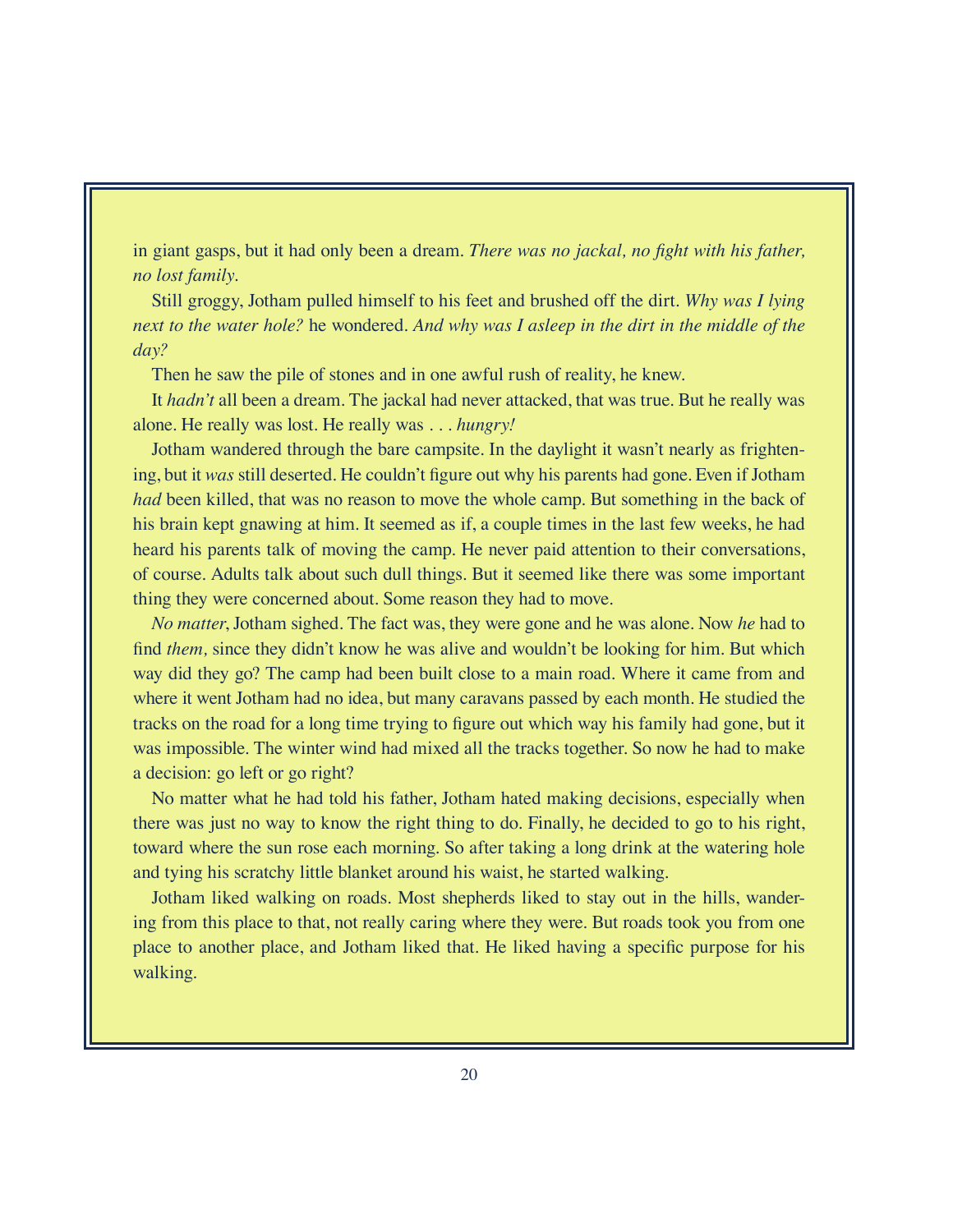in giant gasps, but it had only been a dream. *There was no jackal, no fight with his father, no lost family.*

Still groggy, Jotham pulled himself to his feet and brushed off the dirt. *Why was I lying next to the water hole?* he wondered. *And why was I asleep in the dirt in the middle of the day?*

Then he saw the pile of stones and in one awful rush of reality, he knew.

It *hadn't* all been a dream. The jackal had never attacked, that was true. But he really was alone. He really was lost. He really was . . . *hungry!*

Jotham wandered through the bare campsite. In the daylight it wasn't nearly as frightening, but it *was* still deserted. He couldn't figure out why his parents had gone. Even if Jotham *had* been killed, that was no reason to move the whole camp. But something in the back of his brain kept gnawing at him. It seemed as if, a couple times in the last few weeks, he had heard his parents talk of moving the camp. He never paid attention to their conversations, of course. Adults talk about such dull things. But it seemed like there was some important thing they were concerned about. Some reason they had to move.

*No matter*, Jotham sighed. The fact was, they were gone and he was alone. Now *he* had to find *them,* since they didn't know he was alive and wouldn't be looking for him. But which way did they go? The camp had been built close to a main road. Where it came from and where it went Jotham had no idea, but many caravans passed by each month. He studied the tracks on the road for a long time trying to figure out which way his family had gone, but it was impossible. The winter wind had mixed all the tracks together. So now he had to make a decision: go left or go right?

No matter what he had told his father, Jotham hated making decisions, especially when there was just no way to know the right thing to do. Finally, he decided to go to his right, toward where the sun rose each morning. So after taking a long drink at the watering hole and tying his scratchy little blanket around his waist, he started walking.

Jotham liked walking on roads. Most shepherds liked to stay out in the hills, wandering from this place to that, not really caring where they were. But roads took you from one place to another place, and Jotham liked that. He liked having a specific purpose for his walking.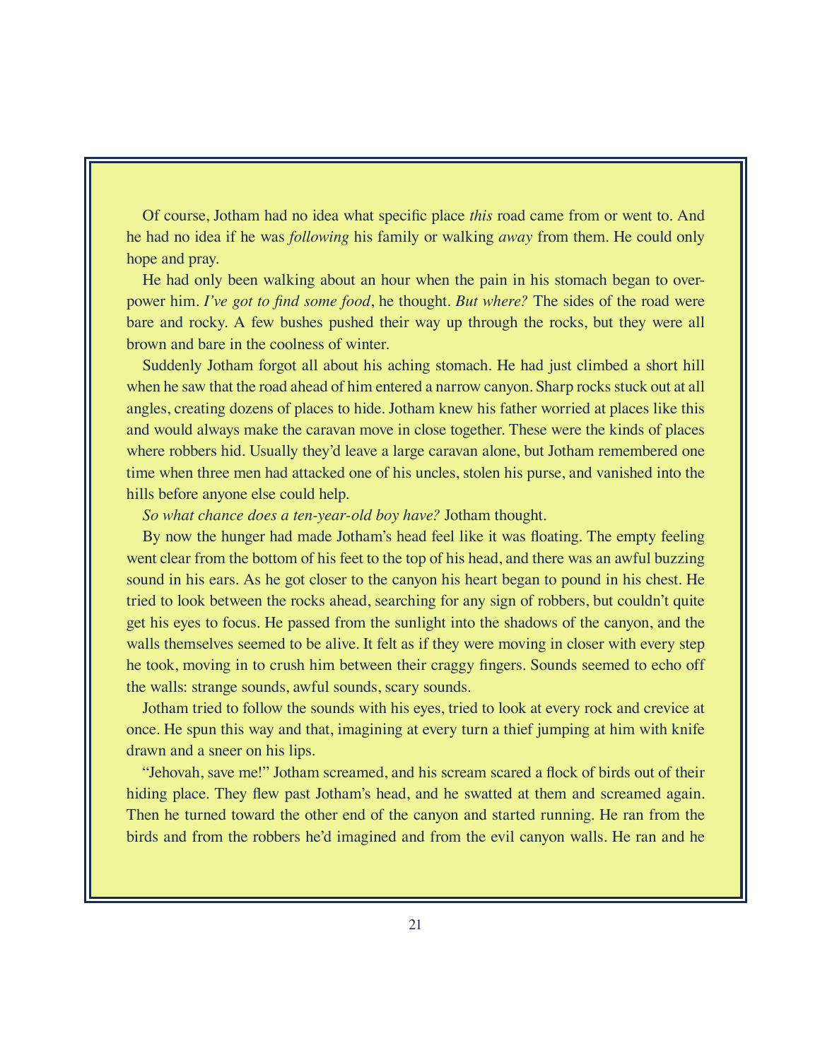Of course, Jotham had no idea what specific place *this* road came from or went to. And he had no idea if he was *following* his family or walking *away* from them. He could only hope and pray.

He had only been walking about an hour when the pain in his stomach began to overpower him. *I've got to find some food*, he thought. *But where?* The sides of the road were bare and rocky. A few bushes pushed their way up through the rocks, but they were all brown and bare in the coolness of winter.

Suddenly Jotham forgot all about his aching stomach. He had just climbed a short hill when he saw that the road ahead of him entered a narrow canyon. Sharp rocks stuck out at all angles, creating dozens of places to hide. Jotham knew his father worried at places like this and would always make the caravan move in close together. These were the kinds of places where robbers hid. Usually they'd leave a large caravan alone, but Jotham remembered one time when three men had attacked one of his uncles, stolen his purse, and vanished into the hills before anyone else could help.

*So what chance does a ten-year-old boy have?* Jotham thought.

By now the hunger had made Jotham's head feel like it was floating. The empty feeling went clear from the bottom of his feet to the top of his head, and there was an awful buzzing sound in his ears. As he got closer to the canyon his heart began to pound in his chest. He tried to look between the rocks ahead, searching for any sign of robbers, but couldn't quite get his eyes to focus. He passed from the sunlight into the shadows of the canyon, and the walls themselves seemed to be alive. It felt as if they were moving in closer with every step he took, moving in to crush him between their craggy fingers. Sounds seemed to echo off the walls: strange sounds, awful sounds, scary sounds.

Jotham tried to follow the sounds with his eyes, tried to look at every rock and crevice at once. He spun this way and that, imagining at every turn a thief jumping at him with knife drawn and a sneer on his lips.

"Jehovah, save me!" Jotham screamed, and his scream scared a flock of birds out of their hiding place. They flew past Jotham's head, and he swatted at them and screamed again. Then he turned toward the other end of the canyon and started running. He ran from the birds and from the robbers he'd imagined and from the evil canyon walls. He ran and he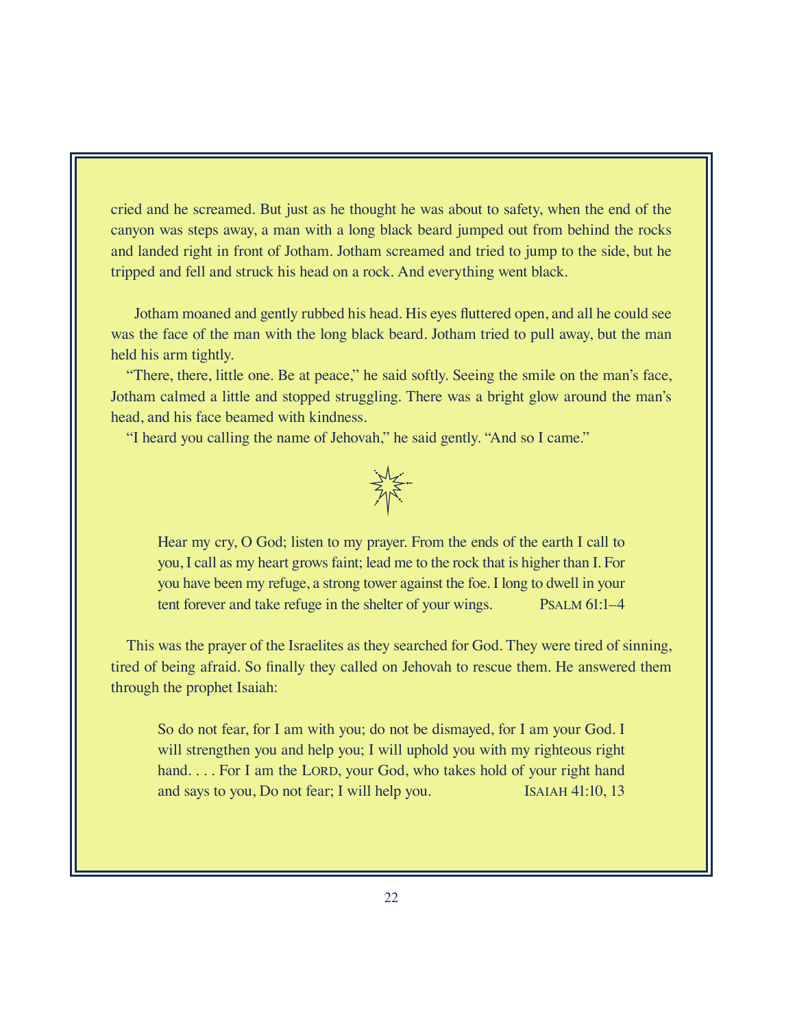cried and he screamed. But just as he thought he was about to safety, when the end of the canyon was steps away, a man with a long black beard jumped out from behind the rocks and landed right in front of Jotham. Jotham screamed and tried to jump to the side, but he tripped and fell and struck his head on a rock. And everything went black.

Jotham moaned and gently rubbed his head. His eyes fluttered open, and all he could see was the face of the man with the long black beard. Jotham tried to pull away, but the man held his arm tightly.

"There, there, little one. Be at peace," he said softly. Seeing the smile on the man's face, Jotham calmed a little and stopped struggling. There was a bright glow around the man's head, and his face beamed with kindness.

"I heard you calling the name of Jehovah," he said gently. "And so I came."

> Hear my cry, O God; listen to my prayer. From the ends of the earth I call to you, I call as my heart grows faint; lead me to the rock that is higher than I. For you have been my refuge, a strong tower against the foe. I long to dwell in your tent forever and take refuge in the shelter of your wings. PSALM 61:1–4

This was the prayer of the Israelites as they searched for God. They were tired of sinning, tired of being afraid. So finally they called on Jehovah to rescue them. He answered them through the prophet Isaiah:

> So do not fear, for I am with you; do not be dismayed, for I am your God. I will strengthen you and help you; I will uphold you with my righteous right hand. . . . For I am the LORD, your God, who takes hold of your right hand and says to you, Do not fear; I will help you. ISAIAH 41:10, 13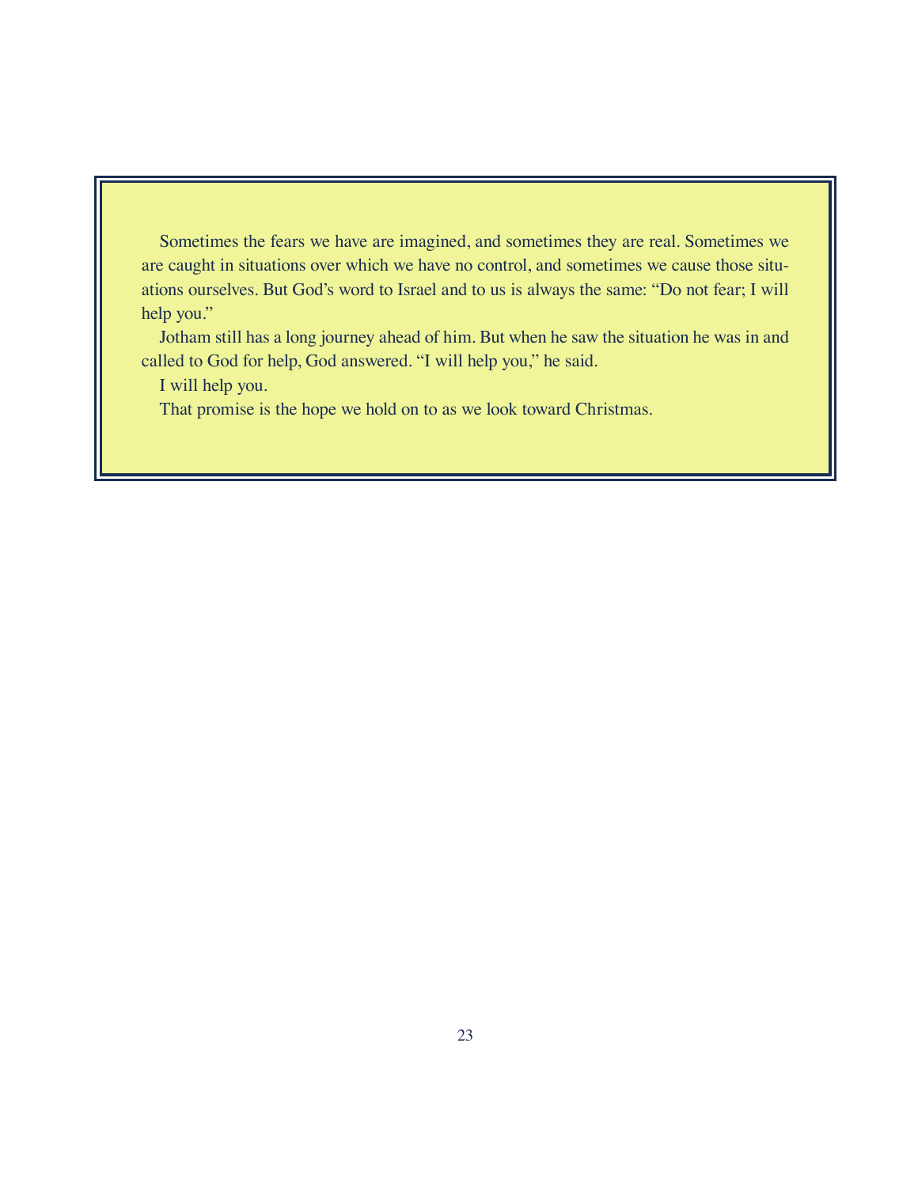Sometimes the fears we have are imagined, and sometimes they are real. Sometimes we are caught in situations over which we have no control, and sometimes we cause those situations ourselves. But God's word to Israel and to us is always the same: "Do not fear; I will help you."

Jotham still has a long journey ahead of him. But when he saw the situation he was in and called to God for help, God answered. "I will help you," he said.

I will help you.

That promise is the hope we hold on to as we look toward Christmas.